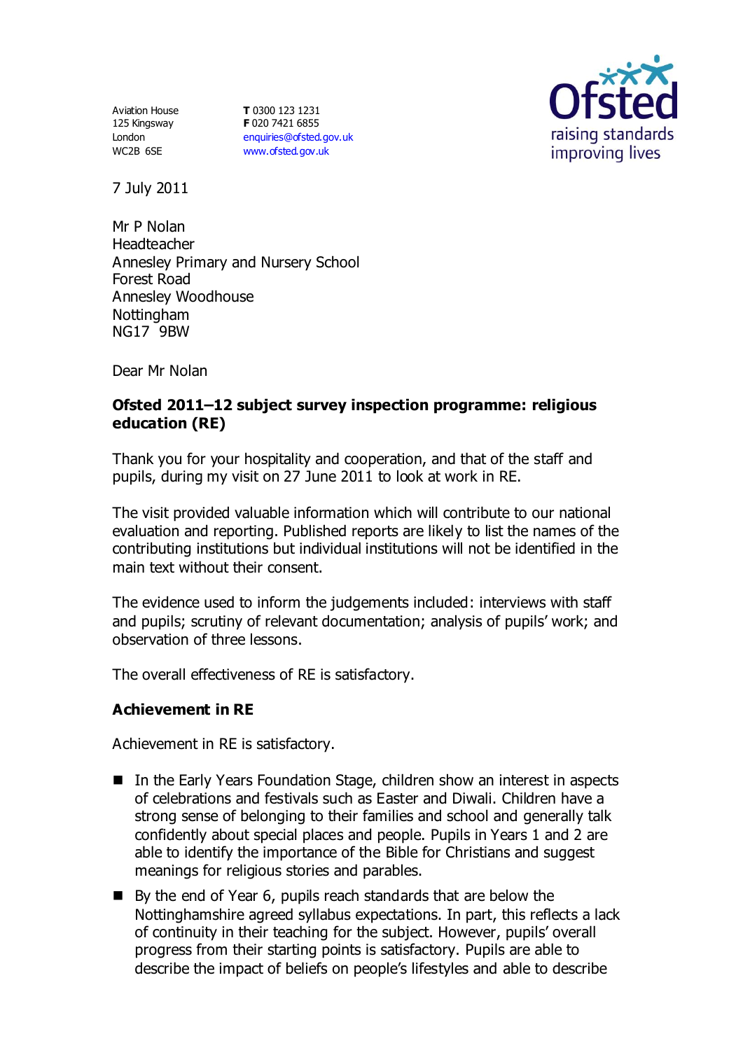Aviation House
125 Kingsway
London
WC2B 6SE

**T** 0300 123 1231
**F** 020 7421 6855
enquiries@ofsted.gov.uk
www.ofsted.gov.uk

Ofsted
raising standards
improving lives

7 July 2011

Mr P Nolan
Headteacher
Annesley Primary and Nursery School
Forest Road
Annesley Woodhouse
Nottingham
NG17 9BW

Dear Mr Nolan

**Ofsted 2011–12 subject survey inspection programme: religious education (RE)**

Thank you for your hospitality and cooperation, and that of the staff and pupils, during my visit on 27 June 2011 to look at work in RE.

The visit provided valuable information which will contribute to our national evaluation and reporting. Published reports are likely to list the names of the contributing institutions but individual institutions will not be identified in the main text without their consent.

The evidence used to inform the judgements included: interviews with staff and pupils; scrutiny of relevant documentation; analysis of pupils' work; and observation of three lessons.

The overall effectiveness of RE is satisfactory.

**Achievement in RE**

Achievement in RE is satisfactory.

- In the Early Years Foundation Stage, children show an interest in aspects of celebrations and festivals such as Easter and Diwali. Children have a strong sense of belonging to their families and school and generally talk confidently about special places and people. Pupils in Years 1 and 2 are able to identify the importance of the Bible for Christians and suggest meanings for religious stories and parables.
- By the end of Year 6, pupils reach standards that are below the Nottinghamshire agreed syllabus expectations. In part, this reflects a lack of continuity in their teaching for the subject. However, pupils' overall progress from their starting points is satisfactory. Pupils are able to describe the impact of beliefs on people's lifestyles and able to describe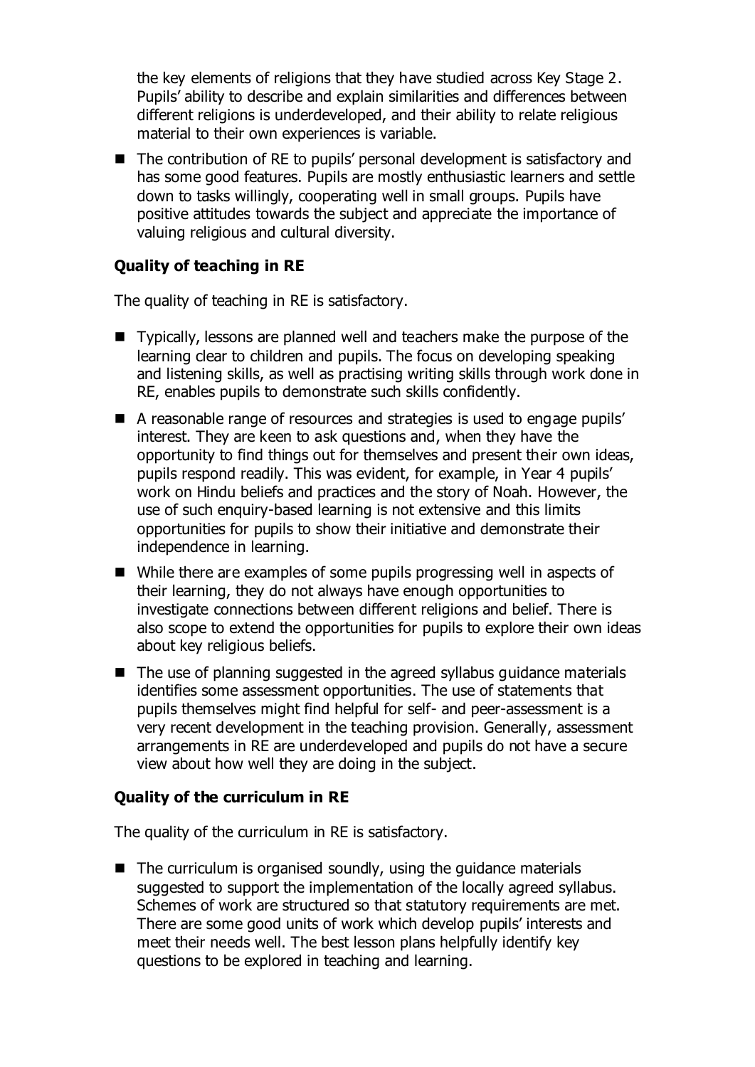the key elements of religions that they have studied across Key Stage 2. Pupils' ability to describe and explain similarities and differences between different religions is underdeveloped, and their ability to relate religious material to their own experiences is variable.

- The contribution of RE to pupils' personal development is satisfactory and has some good features. Pupils are mostly enthusiastic learners and settle down to tasks willingly, cooperating well in small groups. Pupils have positive attitudes towards the subject and appreciate the importance of valuing religious and cultural diversity.

### Quality of teaching in RE

The quality of teaching in RE is satisfactory.

- Typically, lessons are planned well and teachers make the purpose of the learning clear to children and pupils. The focus on developing speaking and listening skills, as well as practising writing skills through work done in RE, enables pupils to demonstrate such skills confidently.
- A reasonable range of resources and strategies is used to engage pupils' interest. They are keen to ask questions and, when they have the opportunity to find things out for themselves and present their own ideas, pupils respond readily. This was evident, for example, in Year 4 pupils' work on Hindu beliefs and practices and the story of Noah. However, the use of such enquiry-based learning is not extensive and this limits opportunities for pupils to show their initiative and demonstrate their independence in learning.
- While there are examples of some pupils progressing well in aspects of their learning, they do not always have enough opportunities to investigate connections between different religions and belief. There is also scope to extend the opportunities for pupils to explore their own ideas about key religious beliefs.
- The use of planning suggested in the agreed syllabus guidance materials identifies some assessment opportunities. The use of statements that pupils themselves might find helpful for self- and peer-assessment is a very recent development in the teaching provision. Generally, assessment arrangements in RE are underdeveloped and pupils do not have a secure view about how well they are doing in the subject.

### Quality of the curriculum in RE

The quality of the curriculum in RE is satisfactory.

- The curriculum is organised soundly, using the guidance materials suggested to support the implementation of the locally agreed syllabus. Schemes of work are structured so that statutory requirements are met. There are some good units of work which develop pupils' interests and meet their needs well. The best lesson plans helpfully identify key questions to be explored in teaching and learning.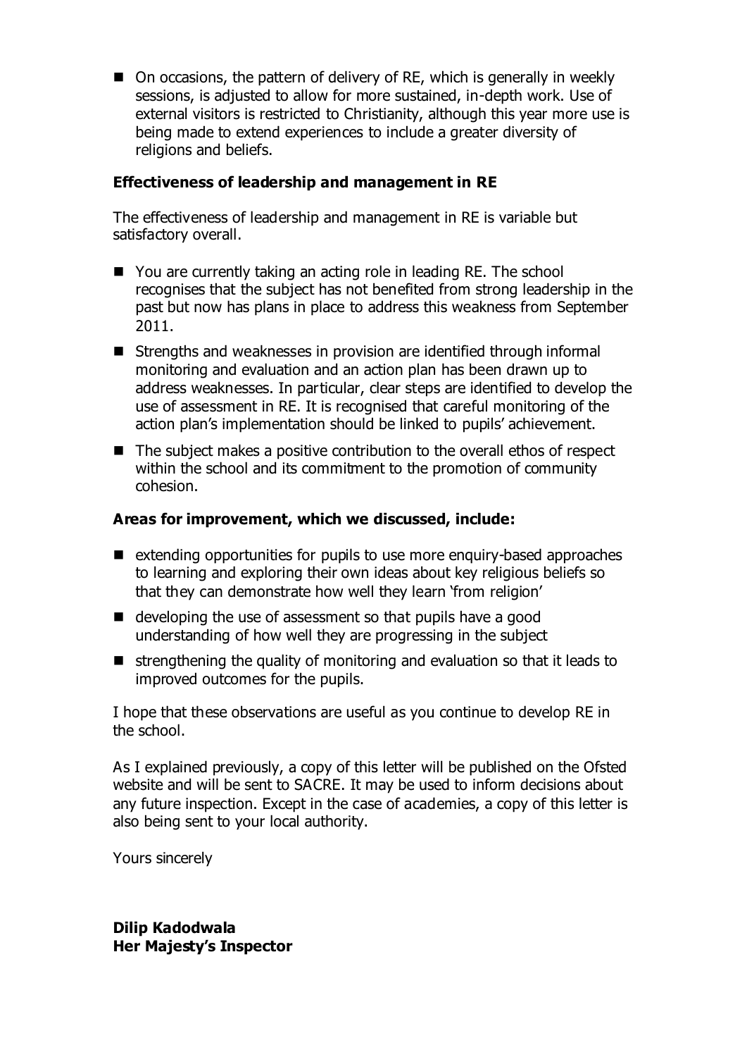- On occasions, the pattern of delivery of RE, which is generally in weekly sessions, is adjusted to allow for more sustained, in-depth work. Use of external visitors is restricted to Christianity, although this year more use is being made to extend experiences to include a greater diversity of religions and beliefs.

**Effectiveness of leadership and management in RE**

The effectiveness of leadership and management in RE is variable but satisfactory overall.

- You are currently taking an acting role in leading RE. The school recognises that the subject has not benefited from strong leadership in the past but now has plans in place to address this weakness from September 2011.
- Strengths and weaknesses in provision are identified through informal monitoring and evaluation and an action plan has been drawn up to address weaknesses. In particular, clear steps are identified to develop the use of assessment in RE. It is recognised that careful monitoring of the action plan's implementation should be linked to pupils' achievement.
- The subject makes a positive contribution to the overall ethos of respect within the school and its commitment to the promotion of community cohesion.

**Areas for improvement, which we discussed, include:**

- extending opportunities for pupils to use more enquiry-based approaches to learning and exploring their own ideas about key religious beliefs so that they can demonstrate how well they learn 'from religion'
- developing the use of assessment so that pupils have a good understanding of how well they are progressing in the subject
- strengthening the quality of monitoring and evaluation so that it leads to improved outcomes for the pupils.

I hope that these observations are useful as you continue to develop RE in the school.

As I explained previously, a copy of this letter will be published on the Ofsted website and will be sent to SACRE. It may be used to inform decisions about any future inspection. Except in the case of academies, a copy of this letter is also being sent to your local authority.

Yours sincerely

**Dilip Kadodwala**
**Her Majesty's Inspector**